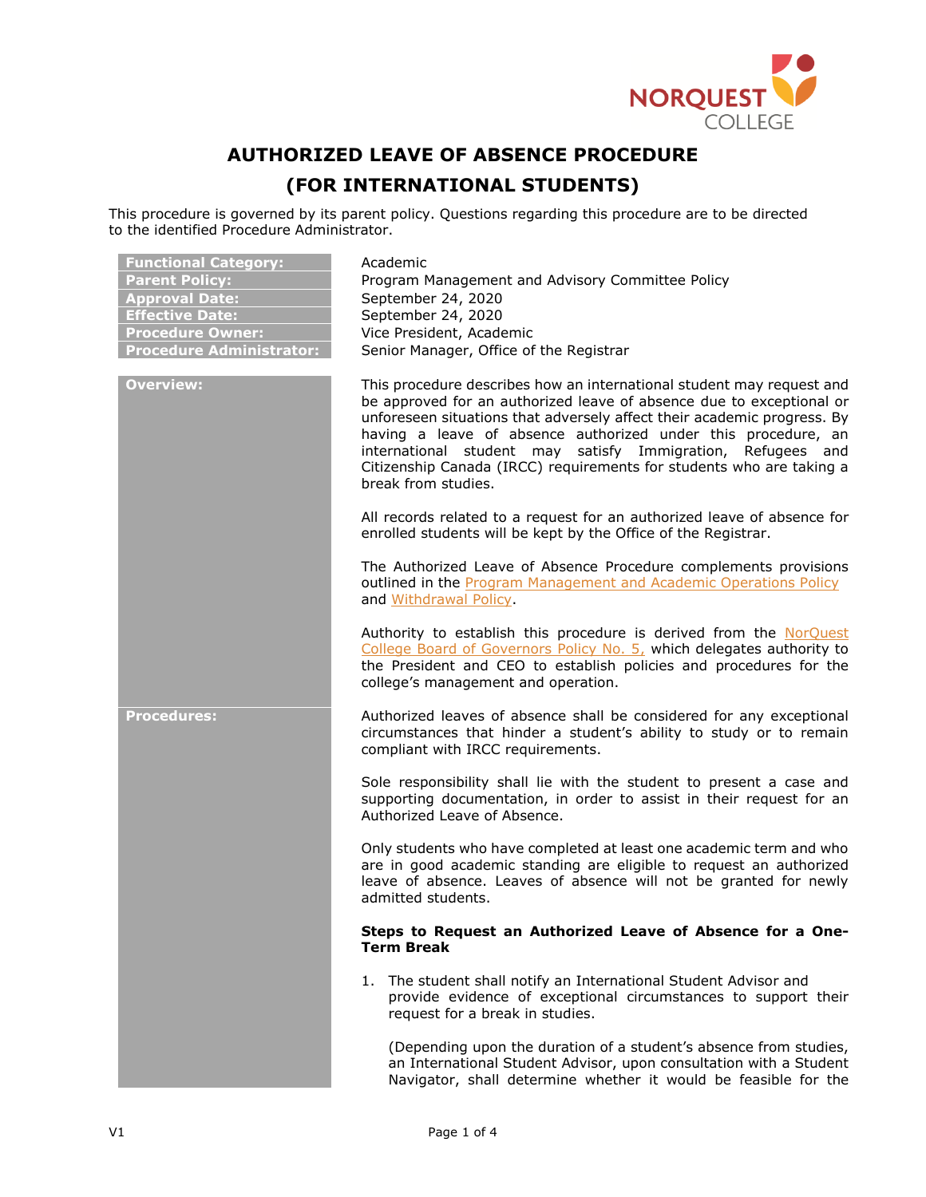# AUTHORIZED LEAVE OF ABSENCE PROCEDURE
# (FOR INTERNATIONAL STUDENTS)

This procedure is governed by its parent policy. Questions regarding this procedure are to be directed to the identified Procedure Administrator.

| | |
|---|---|
| **Functional Category:** | Academic |
| **Parent Policy:** | Program Management and Advisory Committee Policy |
| **Approval Date:** | September 24, 2020 |
| **Effective Date:** | September 24, 2020 |
| **Procedure Owner:** | Vice President, Academic |
| **Procedure Administrator:** | Senior Manager, Office of the Registrar |

## Overview:

This procedure describes how an international student may request and be approved for an authorized leave of absence due to exceptional or unforeseen situations that adversely affect their academic progress. By having a leave of absence authorized under this procedure, an international student may satisfy Immigration, Refugees and Citizenship Canada (IRCC) requirements for students who are taking a break from studies.

All records related to a request for an authorized leave of absence for enrolled students will be kept by the Office of the Registrar.

The Authorized Leave of Absence Procedure complements provisions outlined in the Program Management and Academic Operations Policy and Withdrawal Policy.

Authority to establish this procedure is derived from the NorQuest College Board of Governors Policy No. 5, which delegates authority to the President and CEO to establish policies and procedures for the college's management and operation.

## Procedures:

Authorized leaves of absence shall be considered for any exceptional circumstances that hinder a student's ability to study or to remain compliant with IRCC requirements.

Sole responsibility shall lie with the student to present a case and supporting documentation, in order to assist in their request for an Authorized Leave of Absence.

Only students who have completed at least one academic term and who are in good academic standing are eligible to request an authorized leave of absence. Leaves of absence will not be granted for newly admitted students.

**Steps to Request an Authorized Leave of Absence for a One-Term Break**

1. The student shall notify an International Student Advisor and provide evidence of exceptional circumstances to support their request for a break in studies.

   (Depending upon the duration of a student's absence from studies, an International Student Advisor, upon consultation with a Student Navigator, shall determine whether it would be feasible for the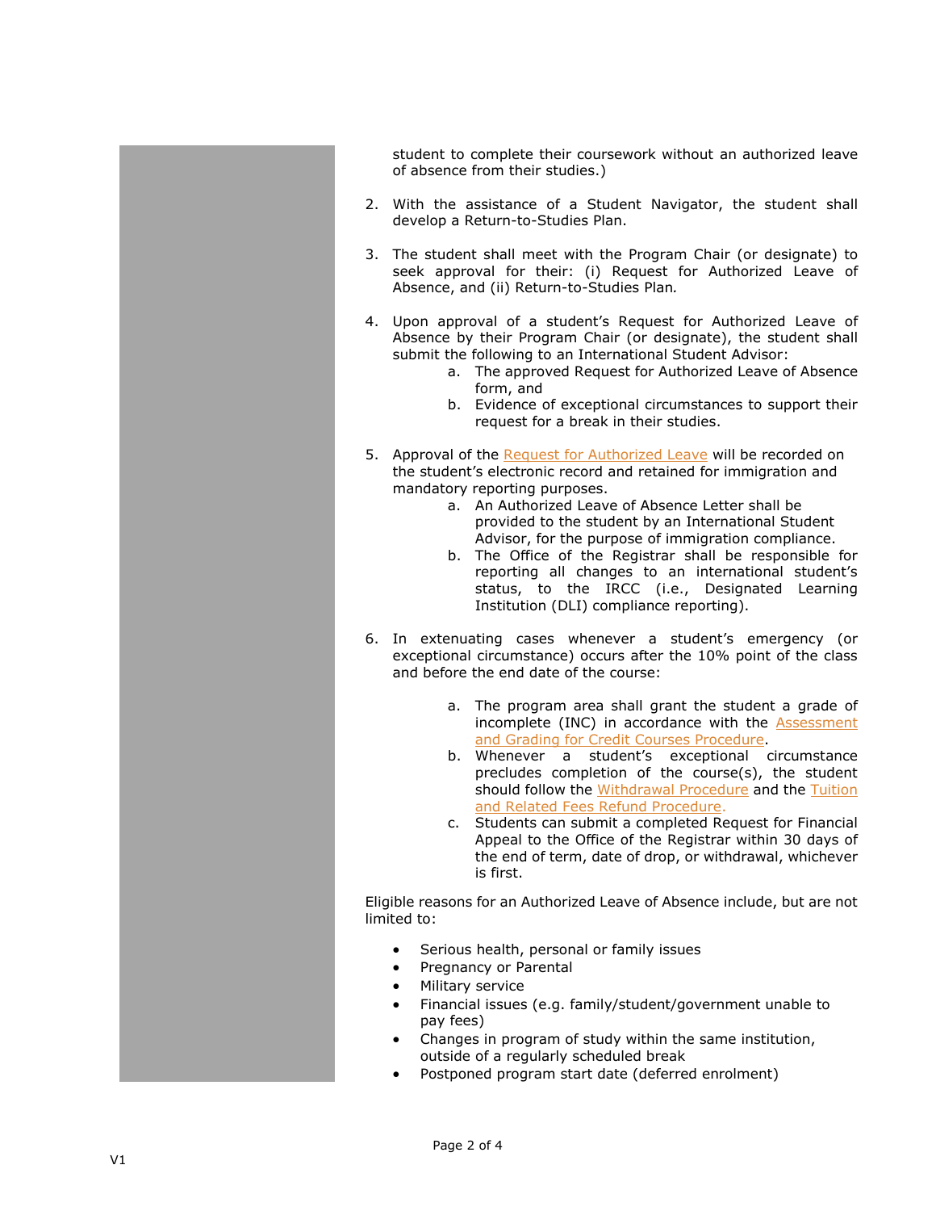student to complete their coursework without an authorized leave of absence from their studies.)

2. With the assistance of a Student Navigator, the student shall develop a Return-to-Studies Plan.

3. The student shall meet with the Program Chair (or designate) to seek approval for their: (i) Request for Authorized Leave of Absence, and (ii) Return-to-Studies Plan*.*

4. Upon approval of a student's Request for Authorized Leave of Absence by their Program Chair (or designate), the student shall submit the following to an International Student Advisor:
   a. The approved Request for Authorized Leave of Absence form, and
   b. Evidence of exceptional circumstances to support their request for a break in their studies.

5. Approval of the Request for Authorized Leave will be recorded on the student's electronic record and retained for immigration and mandatory reporting purposes.
   a. An Authorized Leave of Absence Letter shall be provided to the student by an International Student Advisor, for the purpose of immigration compliance.
   b. The Office of the Registrar shall be responsible for reporting all changes to an international student's status, to the IRCC (i.e., Designated Learning Institution (DLI) compliance reporting).

6. In extenuating cases whenever a student's emergency (or exceptional circumstance) occurs after the 10% point of the class and before the end date of the course:

   a. The program area shall grant the student a grade of incomplete (INC) in accordance with the Assessment and Grading for Credit Courses Procedure.
   b. Whenever a student's exceptional circumstance precludes completion of the course(s), the student should follow the Withdrawal Procedure and the Tuition and Related Fees Refund Procedure.
   c. Students can submit a completed Request for Financial Appeal to the Office of the Registrar within 30 days of the end of term, date of drop, or withdrawal, whichever is first.

Eligible reasons for an Authorized Leave of Absence include, but are not limited to:

- Serious health, personal or family issues
- Pregnancy or Parental
- Military service
- Financial issues (e.g. family/student/government unable to pay fees)
- Changes in program of study within the same institution, outside of a regularly scheduled break
- Postponed program start date (deferred enrolment)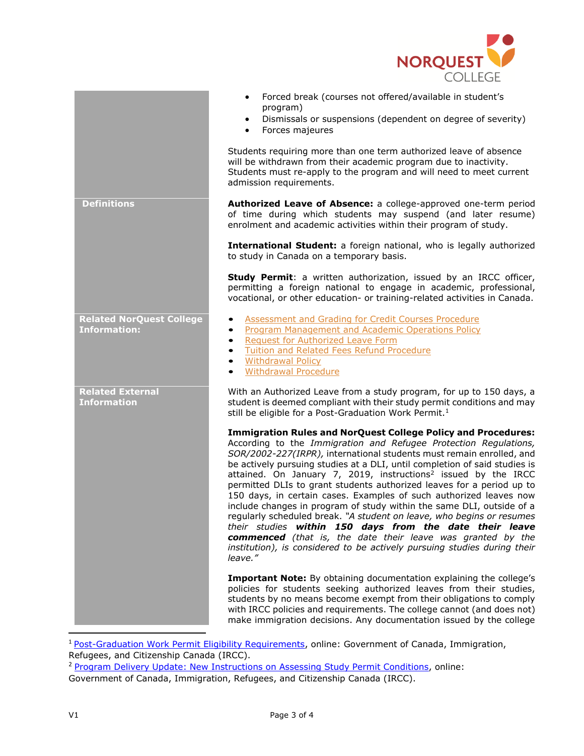- Forced break (courses not offered/available in student's program)
- Dismissals or suspensions (dependent on degree of severity)
- Forces majeures

Students requiring more than one term authorized leave of absence will be withdrawn from their academic program due to inactivity. Students must re-apply to the program and will need to meet current admission requirements.

## Definitions

**Authorized Leave of Absence:** a college-approved one-term period of time during which students may suspend (and later resume) enrolment and academic activities within their program of study.

**International Student:** a foreign national, who is legally authorized to study in Canada on a temporary basis.

**Study Permit**: a written authorization, issued by an IRCC officer, permitting a foreign national to engage in academic, professional, vocational, or other education- or training-related activities in Canada.

## Related NorQuest College Information:

- Assessment and Grading for Credit Courses Procedure
- Program Management and Academic Operations Policy
- Request for Authorized Leave Form
- Tuition and Related Fees Refund Procedure
- Withdrawal Policy
- Withdrawal Procedure

## Related External Information

With an Authorized Leave from a study program, for up to 150 days, a student is deemed compliant with their study permit conditions and may still be eligible for a Post-Graduation Work Permit.[1]

**Immigration Rules and NorQuest College Policy and Procedures:** According to the *Immigration and Refugee Protection Regulations, SOR/2002-227(IRPR),* international students must remain enrolled, and be actively pursuing studies at a DLI, until completion of said studies is attained. On January 7, 2019, instructions[2] issued by the IRCC permitted DLIs to grant students authorized leaves for a period up to 150 days, in certain cases. Examples of such authorized leaves now include changes in program of study within the same DLI, outside of a regularly scheduled break. *"A student on leave, who begins or resumes their studies* ***within 150 days from the date their leave commenced*** *(that is, the date their leave was granted by the institution), is considered to be actively pursuing studies during their leave."*

**Important Note:** By obtaining documentation explaining the college's policies for students seeking authorized leaves from their studies, students by no means become exempt from their obligations to comply with IRCC policies and requirements. The college cannot (and does not) make immigration decisions. Any documentation issued by the college

---

[1] Post-Graduation Work Permit Eligibility Requirements, online: Government of Canada, Immigration, Refugees, and Citizenship Canada (IRCC).

[2] Program Delivery Update: New Instructions on Assessing Study Permit Conditions, online: Government of Canada, Immigration, Refugees, and Citizenship Canada (IRCC).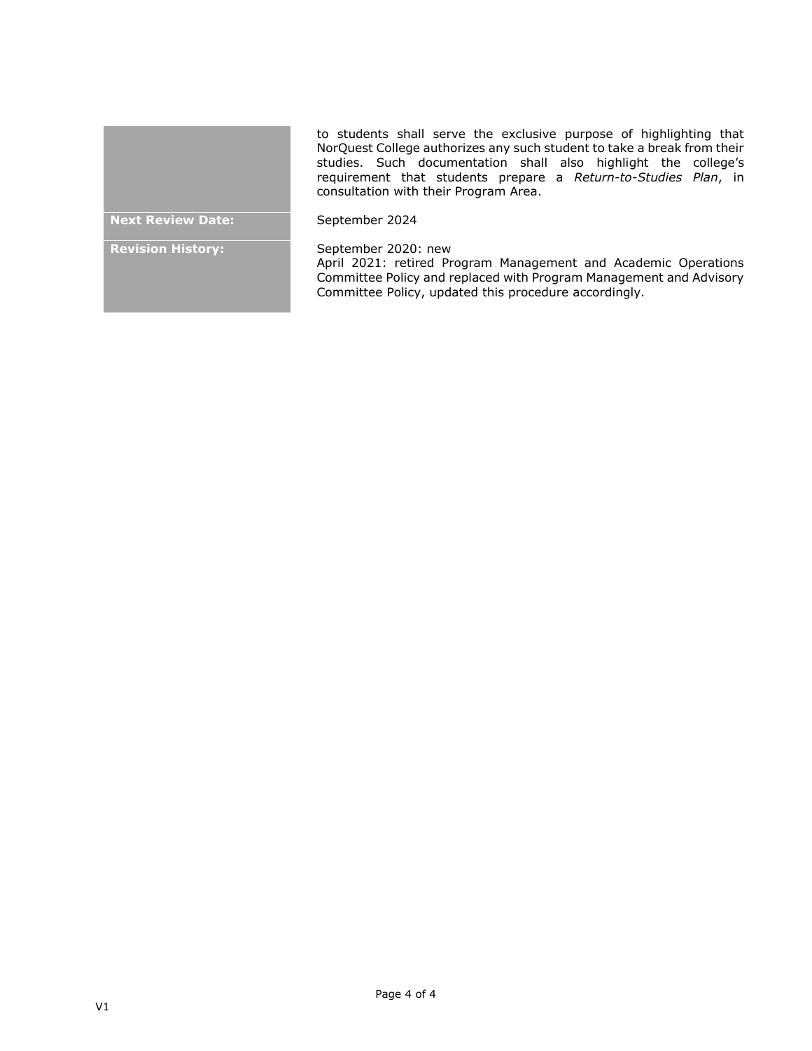| | |
|---|---|
| | to students shall serve the exclusive purpose of highlighting that NorQuest College authorizes any such student to take a break from their studies. Such documentation shall also highlight the college's requirement that students prepare a *Return-to-Studies Plan*, in consultation with their Program Area. |
| **Next Review Date:** | September 2024 |
| **Revision History:** | September 2020: new<br>April 2021: retired Program Management and Academic Operations Committee Policy and replaced with Program Management and Advisory Committee Policy, updated this procedure accordingly. |

V1